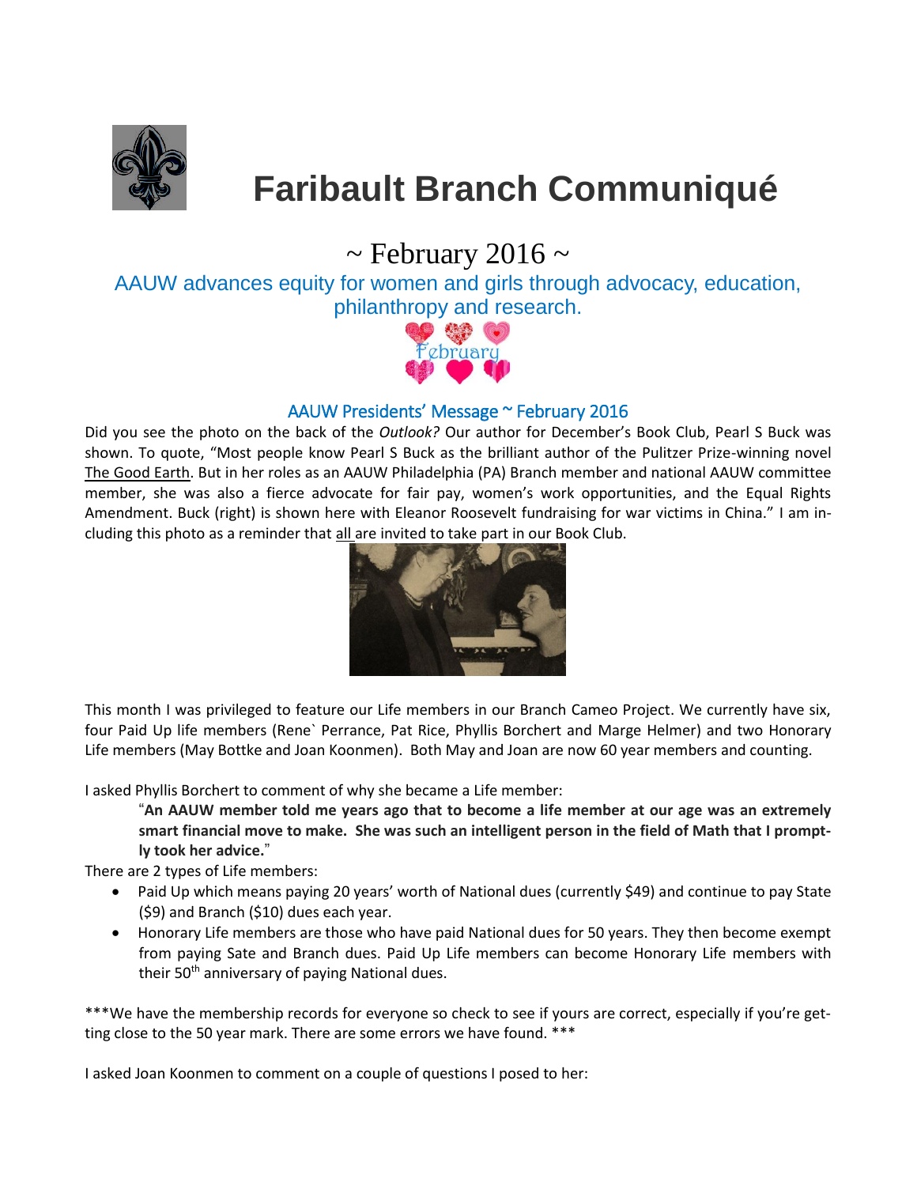# Faribault Branch Communiqué

## ~ February 2016 ~

AAUW advances equity for women and girls through advocacy, education, philanthropy and research.

### AAUW Presidents' Message ~ February 2016

Did you see the photo on the back of the *Outlook?* Our author for December's Book Club, Pearl S Buck was shown. To quote, "Most people know Pearl S Buck as the brilliant author of the Pulitzer Prize-winning novel The Good Earth. But in her roles as an AAUW Philadelphia (PA) Branch member and national AAUW committee member, she was also a fierce advocate for fair pay, women's work opportunities, and the Equal Rights Amendment. Buck (right) is shown here with Eleanor Roosevelt fundraising for war victims in China." I am including this photo as a reminder that all are invited to take part in our Book Club.

This month I was privileged to feature our Life members in our Branch Cameo Project. We currently have six, four Paid Up life members (Rene` Perrance, Pat Rice, Phyllis Borchert and Marge Helmer) and two Honorary Life members (May Bottke and Joan Koonmen). Both May and Joan are now 60 year members and counting.

I asked Phyllis Borchert to comment of why she became a Life member:

> "**An AAUW member told me years ago that to become a life member at our age was an extremely smart financial move to make. She was such an intelligent person in the field of Math that I promptly took her advice.**"

There are 2 types of Life members:

- Paid Up which means paying 20 years' worth of National dues (currently $49) and continue to pay State ($9) and Branch ($10) dues each year.
- Honorary Life members are those who have paid National dues for 50 years. They then become exempt from paying Sate and Branch dues. Paid Up Life members can become Honorary Life members with their 50th anniversary of paying National dues.

***We have the membership records for everyone so check to see if yours are correct, especially if you're getting close to the 50 year mark. There are some errors we have found. ***

I asked Joan Koonmen to comment on a couple of questions I posed to her: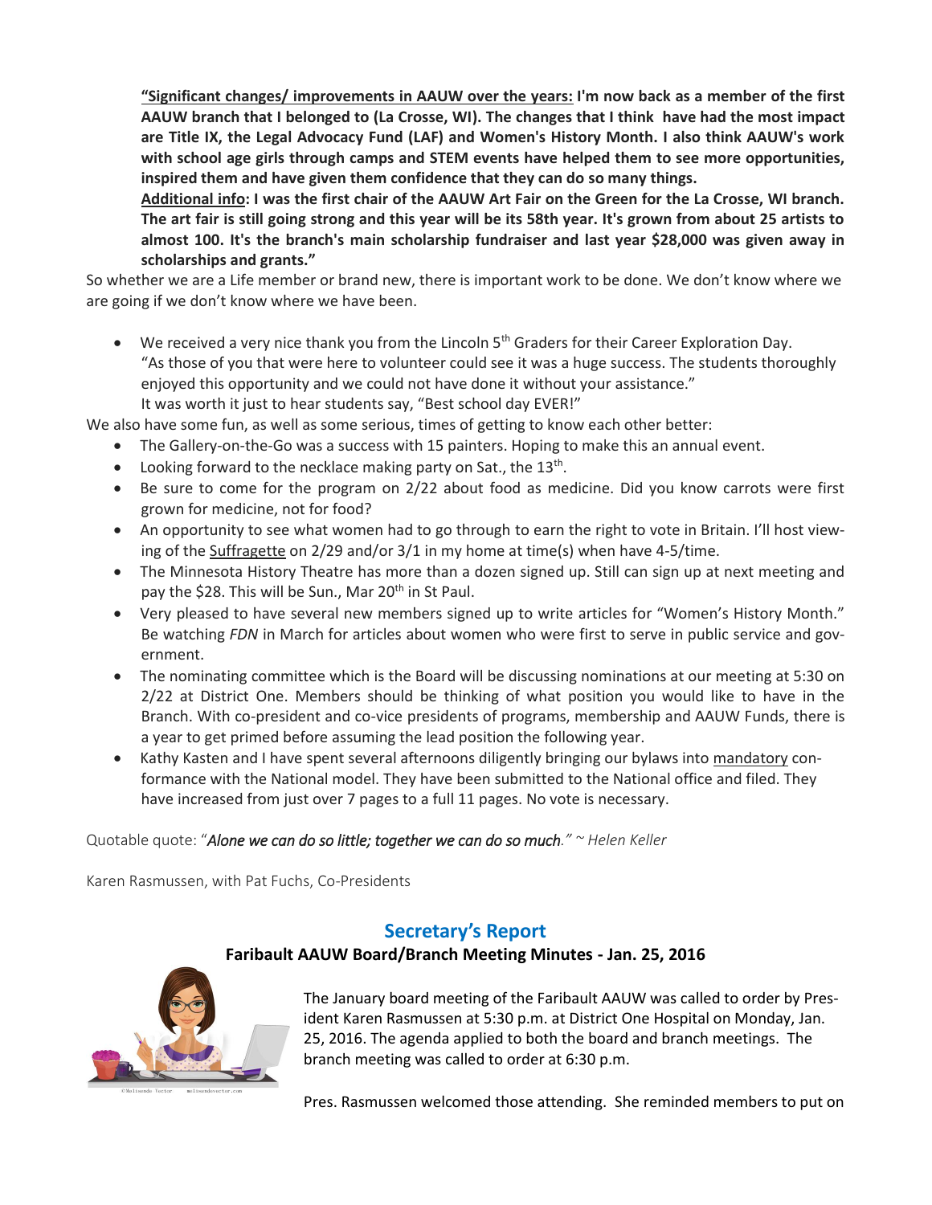**"<u>Significant changes/ improvements in AAUW over the years:</u> I'm now back as a member of the first AAUW branch that I belonged to (La Crosse, WI). The changes that I think have had the most impact are Title IX, the Legal Advocacy Fund (LAF) and Women's History Month. I also think AAUW's work with school age girls through camps and STEM events have helped them to see more opportunities, inspired them and have given them confidence that they can do so many things.**

**<u>Additional info</u>: I was the first chair of the AAUW Art Fair on the Green for the La Crosse, WI branch. The art fair is still going strong and this year will be its 58th year. It's grown from about 25 artists to almost 100. It's the branch's main scholarship fundraiser and last year $28,000 was given away in scholarships and grants."**

So whether we are a Life member or brand new, there is important work to be done. We don't know where we are going if we don't know where we have been.

- We received a very nice thank you from the Lincoln 5th Graders for their Career Exploration Day. "As those of you that were here to volunteer could see it was a huge success. The students thoroughly enjoyed this opportunity and we could not have done it without your assistance."
  It was worth it just to hear students say, "Best school day EVER!"

We also have some fun, as well as some serious, times of getting to know each other better:

- The Gallery-on-the-Go was a success with 15 painters. Hoping to make this an annual event.
- Looking forward to the necklace making party on Sat., the 13th.
- Be sure to come for the program on 2/22 about food as medicine. Did you know carrots were first grown for medicine, not for food?
- An opportunity to see what women had to go through to earn the right to vote in Britain. I'll host viewing of the <u>Suffragette</u> on 2/29 and/or 3/1 in my home at time(s) when have 4-5/time.
- The Minnesota History Theatre has more than a dozen signed up. Still can sign up at next meeting and pay the $28. This will be Sun., Mar 20th in St Paul.
- Very pleased to have several new members signed up to write articles for "Women's History Month." Be watching *FDN* in March for articles about women who were first to serve in public service and government.
- The nominating committee which is the Board will be discussing nominations at our meeting at 5:30 on 2/22 at District One. Members should be thinking of what position you would like to have in the Branch. With co-president and co-vice presidents of programs, membership and AAUW Funds, there is a year to get primed before assuming the lead position the following year.
- Kathy Kasten and I have spent several afternoons diligently bringing our bylaws into <u>mandatory</u> conformance with the National model. They have been submitted to the National office and filed. They have increased from just over 7 pages to a full 11 pages. No vote is necessary.

Quotable quote: "***Alone we can do so little; together we can do so much.*** *" ~ Helen Keller*

Karen Rasmussen, with Pat Fuchs, Co-Presidents

## Secretary's Report

### Faribault AAUW Board/Branch Meeting Minutes - Jan. 25, 2016

The January board meeting of the Faribault AAUW was called to order by President Karen Rasmussen at 5:30 p.m. at District One Hospital on Monday, Jan. 25, 2016. The agenda applied to both the board and branch meetings. The branch meeting was called to order at 6:30 p.m.

Pres. Rasmussen welcomed those attending. She reminded members to put on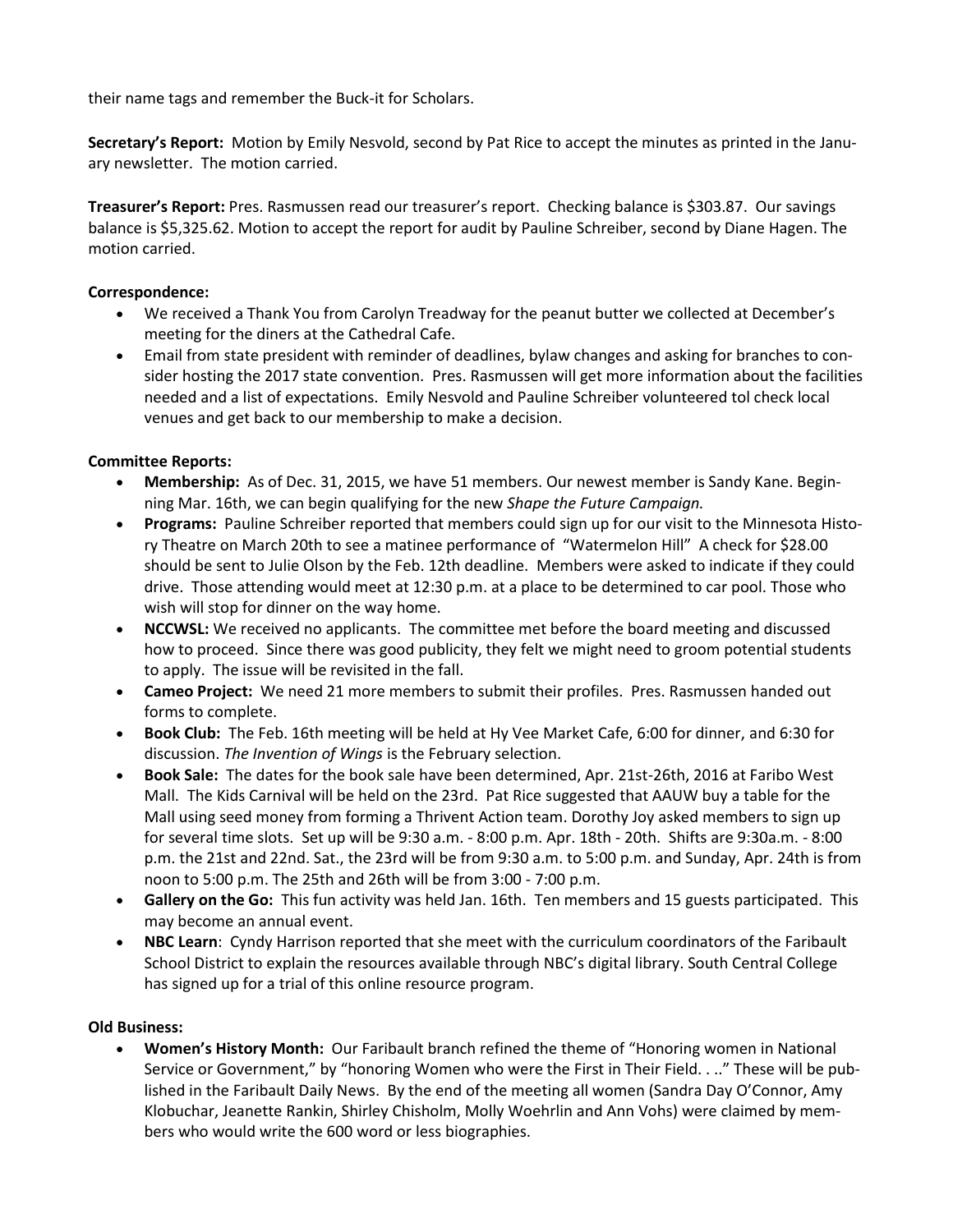their name tags and remember the Buck-it for Scholars.

**Secretary's Report:** Motion by Emily Nesvold, second by Pat Rice to accept the minutes as printed in the January newsletter. The motion carried.

**Treasurer's Report:** Pres. Rasmussen read our treasurer's report. Checking balance is $303.87. Our savings balance is $5,325.62. Motion to accept the report for audit by Pauline Schreiber, second by Diane Hagen. The motion carried.

**Correspondence:**

- We received a Thank You from Carolyn Treadway for the peanut butter we collected at December's meeting for the diners at the Cathedral Cafe.
- Email from state president with reminder of deadlines, bylaw changes and asking for branches to consider hosting the 2017 state convention. Pres. Rasmussen will get more information about the facilities needed and a list of expectations. Emily Nesvold and Pauline Schreiber volunteered tol check local venues and get back to our membership to make a decision.

**Committee Reports:**

- **Membership:** As of Dec. 31, 2015, we have 51 members. Our newest member is Sandy Kane. Beginning Mar. 16th, we can begin qualifying for the new *Shape the Future Campaign.*
- **Programs:** Pauline Schreiber reported that members could sign up for our visit to the Minnesota History Theatre on March 20th to see a matinee performance of "Watermelon Hill" A check for $28.00 should be sent to Julie Olson by the Feb. 12th deadline. Members were asked to indicate if they could drive. Those attending would meet at 12:30 p.m. at a place to be determined to car pool. Those who wish will stop for dinner on the way home.
- **NCCWSL:** We received no applicants. The committee met before the board meeting and discussed how to proceed. Since there was good publicity, they felt we might need to groom potential students to apply. The issue will be revisited in the fall.
- **Cameo Project:** We need 21 more members to submit their profiles. Pres. Rasmussen handed out forms to complete.
- **Book Club:** The Feb. 16th meeting will be held at Hy Vee Market Cafe, 6:00 for dinner, and 6:30 for discussion. *The Invention of Wings* is the February selection.
- **Book Sale:** The dates for the book sale have been determined, Apr. 21st-26th, 2016 at Faribo West Mall. The Kids Carnival will be held on the 23rd. Pat Rice suggested that AAUW buy a table for the Mall using seed money from forming a Thrivent Action team. Dorothy Joy asked members to sign up for several time slots. Set up will be 9:30 a.m. - 8:00 p.m. Apr. 18th - 20th. Shifts are 9:30a.m. - 8:00 p.m. the 21st and 22nd. Sat., the 23rd will be from 9:30 a.m. to 5:00 p.m. and Sunday, Apr. 24th is from noon to 5:00 p.m. The 25th and 26th will be from 3:00 - 7:00 p.m.
- **Gallery on the Go:** This fun activity was held Jan. 16th. Ten members and 15 guests participated. This may become an annual event.
- **NBC Learn**: Cyndy Harrison reported that she meet with the curriculum coordinators of the Faribault School District to explain the resources available through NBC's digital library. South Central College has signed up for a trial of this online resource program.

**Old Business:**

- **Women's History Month:** Our Faribault branch refined the theme of "Honoring women in National Service or Government," by "honoring Women who were the First in Their Field. . .." These will be published in the Faribault Daily News. By the end of the meeting all women (Sandra Day O'Connor, Amy Klobuchar, Jeanette Rankin, Shirley Chisholm, Molly Woehrlin and Ann Vohs) were claimed by members who would write the 600 word or less biographies.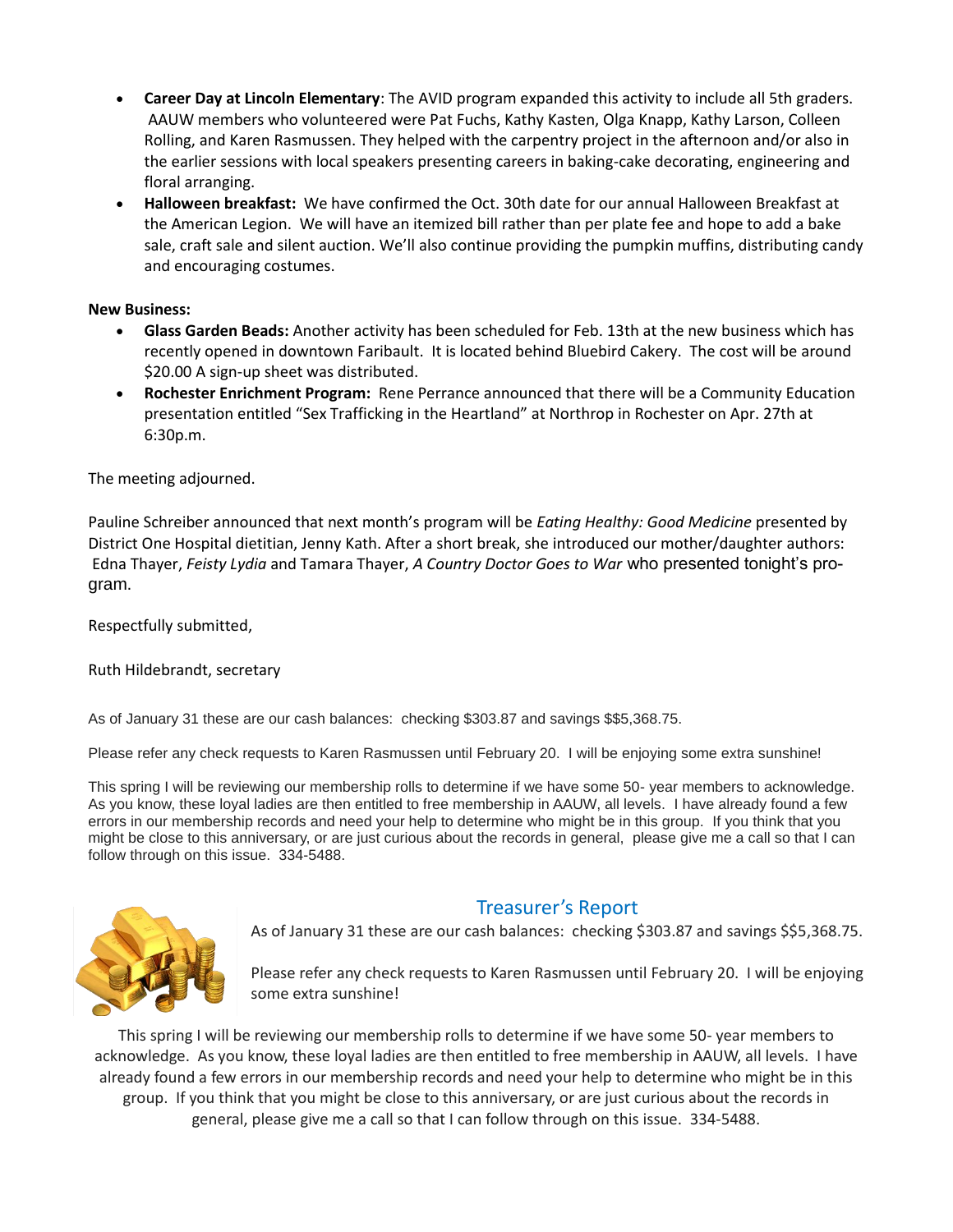- **Career Day at Lincoln Elementary**: The AVID program expanded this activity to include all 5th graders. AAUW members who volunteered were Pat Fuchs, Kathy Kasten, Olga Knapp, Kathy Larson, Colleen Rolling, and Karen Rasmussen. They helped with the carpentry project in the afternoon and/or also in the earlier sessions with local speakers presenting careers in baking-cake decorating, engineering and floral arranging.
- **Halloween breakfast:** We have confirmed the Oct. 30th date for our annual Halloween Breakfast at the American Legion. We will have an itemized bill rather than per plate fee and hope to add a bake sale, craft sale and silent auction. We'll also continue providing the pumpkin muffins, distributing candy and encouraging costumes.

**New Business:**

- **Glass Garden Beads:** Another activity has been scheduled for Feb. 13th at the new business which has recently opened in downtown Faribault. It is located behind Bluebird Cakery. The cost will be around $20.00 A sign-up sheet was distributed.
- **Rochester Enrichment Program:** Rene Perrance announced that there will be a Community Education presentation entitled "Sex Trafficking in the Heartland" at Northrop in Rochester on Apr. 27th at 6:30p.m.

The meeting adjourned.

Pauline Schreiber announced that next month's program will be *Eating Healthy: Good Medicine* presented by District One Hospital dietitian, Jenny Kath. After a short break, she introduced our mother/daughter authors: Edna Thayer, *Feisty Lydia* and Tamara Thayer, *A Country Doctor Goes to War* who presented tonight's program.

Respectfully submitted,

Ruth Hildebrandt, secretary

As of January 31 these are our cash balances: checking $303.87 and savings $$5,368.75.

Please refer any check requests to Karen Rasmussen until February 20. I will be enjoying some extra sunshine!

This spring I will be reviewing our membership rolls to determine if we have some 50- year members to acknowledge. As you know, these loyal ladies are then entitled to free membership in AAUW, all levels. I have already found a few errors in our membership records and need your help to determine who might be in this group. If you think that you might be close to this anniversary, or are just curious about the records in general, please give me a call so that I can follow through on this issue. 334-5488.

## Treasurer's Report

As of January 31 these are our cash balances: checking $303.87 and savings $$5,368.75.

Please refer any check requests to Karen Rasmussen until February 20. I will be enjoying some extra sunshine!

This spring I will be reviewing our membership rolls to determine if we have some 50- year members to acknowledge. As you know, these loyal ladies are then entitled to free membership in AAUW, all levels. I have already found a few errors in our membership records and need your help to determine who might be in this group. If you think that you might be close to this anniversary, or are just curious about the records in general, please give me a call so that I can follow through on this issue. 334-5488.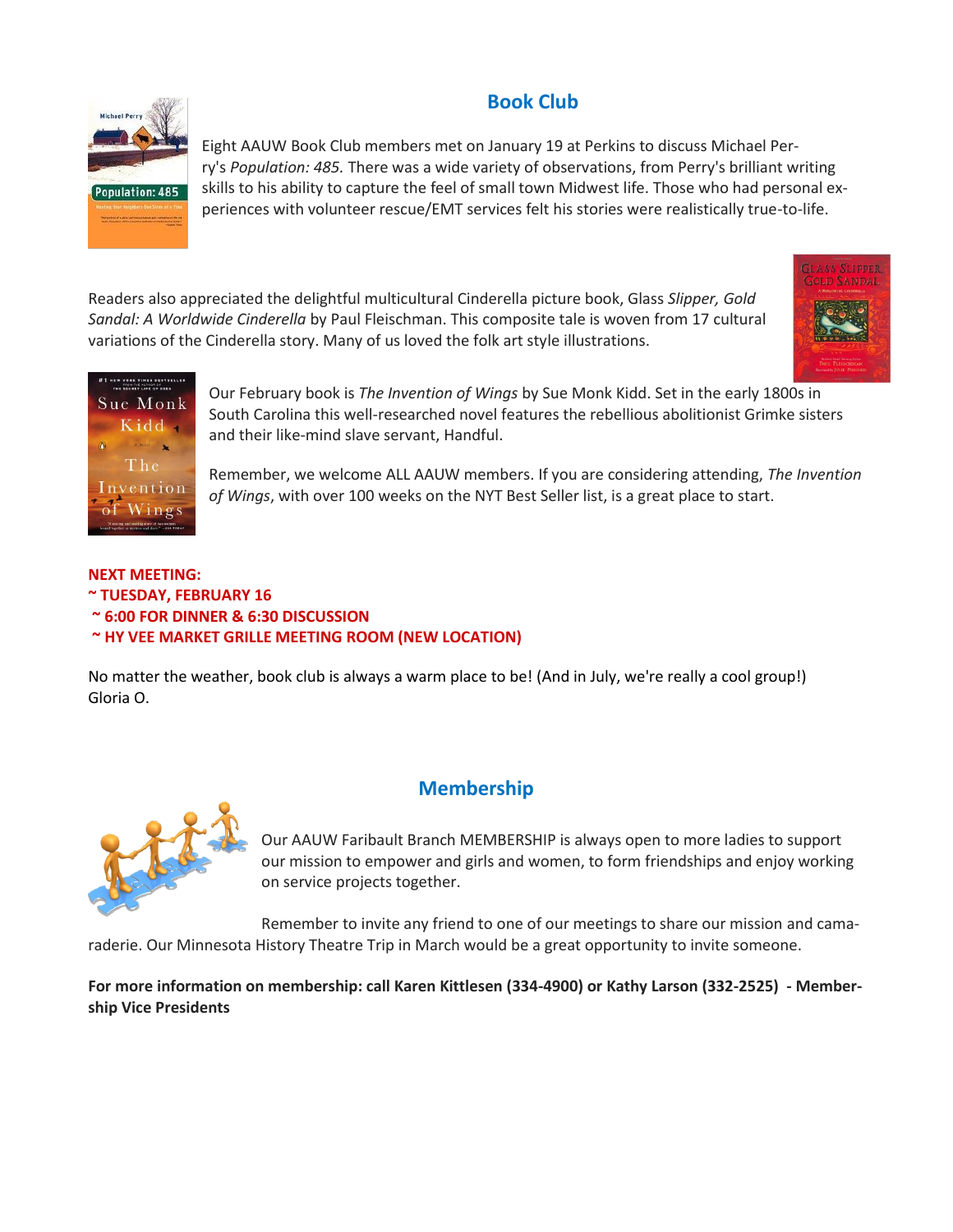## Book Club

Eight AAUW Book Club members met on January 19 at Perkins to discuss Michael Perry's *Population: 485.* There was a wide variety of observations, from Perry's brilliant writing skills to his ability to capture the feel of small town Midwest life. Those who had personal experiences with volunteer rescue/EMT services felt his stories were realistically true-to-life.

Readers also appreciated the delightful multicultural Cinderella picture book, Glass *Slipper, Gold Sandal: A Worldwide Cinderella* by Paul Fleischman. This composite tale is woven from 17 cultural variations of the Cinderella story. Many of us loved the folk art style illustrations.

Our February book is *The Invention of Wings* by Sue Monk Kidd. Set in the early 1800s in South Carolina this well-researched novel features the rebellious abolitionist Grimke sisters and their like-mind slave servant, Handful.

Remember, we welcome ALL AAUW members. If you are considering attending, *The Invention of Wings*, with over 100 weeks on the NYT Best Seller list, is a great place to start.

**NEXT MEETING:**
**~ TUESDAY, FEBRUARY 16**
**~ 6:00 FOR DINNER & 6:30 DISCUSSION**
**~ HY VEE MARKET GRILLE MEETING ROOM (NEW LOCATION)**

No matter the weather, book club is always a warm place to be! (And in July, we're really a cool group!)
Gloria O.

## Membership

Our AAUW Faribault Branch MEMBERSHIP is always open to more ladies to support our mission to empower and girls and women, to form friendships and enjoy working on service projects together.

Remember to invite any friend to one of our meetings to share our mission and camaraderie. Our Minnesota History Theatre Trip in March would be a great opportunity to invite someone.

**For more information on membership: call Karen Kittlesen (334-4900) or Kathy Larson (332-2525) - Membership Vice Presidents**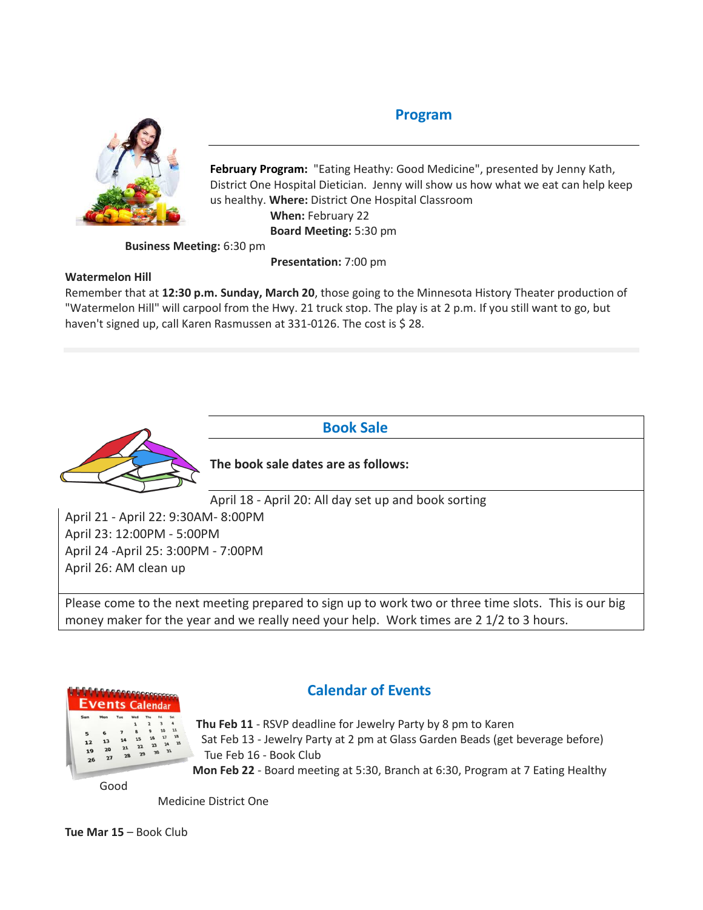## Program

**February Program:** "Eating Heathy: Good Medicine", presented by Jenny Kath, District One Hospital Dietician. Jenny will show us how what we eat can help keep us healthy. **Where:** District One Hospital Classroom

**When:** February 22

**Board Meeting:** 5:30 pm

**Business Meeting:** 6:30 pm

**Presentation:** 7:00 pm

**Watermelon Hill**

Remember that at **12:30 p.m. Sunday, March 20**, those going to the Minnesota History Theater production of "Watermelon Hill" will carpool from the Hwy. 21 truck stop. The play is at 2 p.m. If you still want to go, but haven't signed up, call Karen Rasmussen at 331-0126. The cost is $ 28.

## Book Sale

**The book sale dates are as follows:**

April 18 - April 20: All day set up and book sorting
April 21 - April 22: 9:30AM- 8:00PM
April 23: 12:00PM - 5:00PM
April 24 -April 25: 3:00PM - 7:00PM
April 26: AM clean up

Please come to the next meeting prepared to sign up to work two or three time slots. This is our big money maker for the year and we really need your help. Work times are 2 1/2 to 3 hours.

## Calendar of Events

**Thu Feb 11** - RSVP deadline for Jewelry Party by 8 pm to Karen

Sat Feb 13 - Jewelry Party at 2 pm at Glass Garden Beads (get beverage before)

Tue Feb 16 - Book Club

**Mon Feb 22** - Board meeting at 5:30, Branch at 6:30, Program at 7 Eating Healthy Good Medicine District One

**Tue Mar 15** – Book Club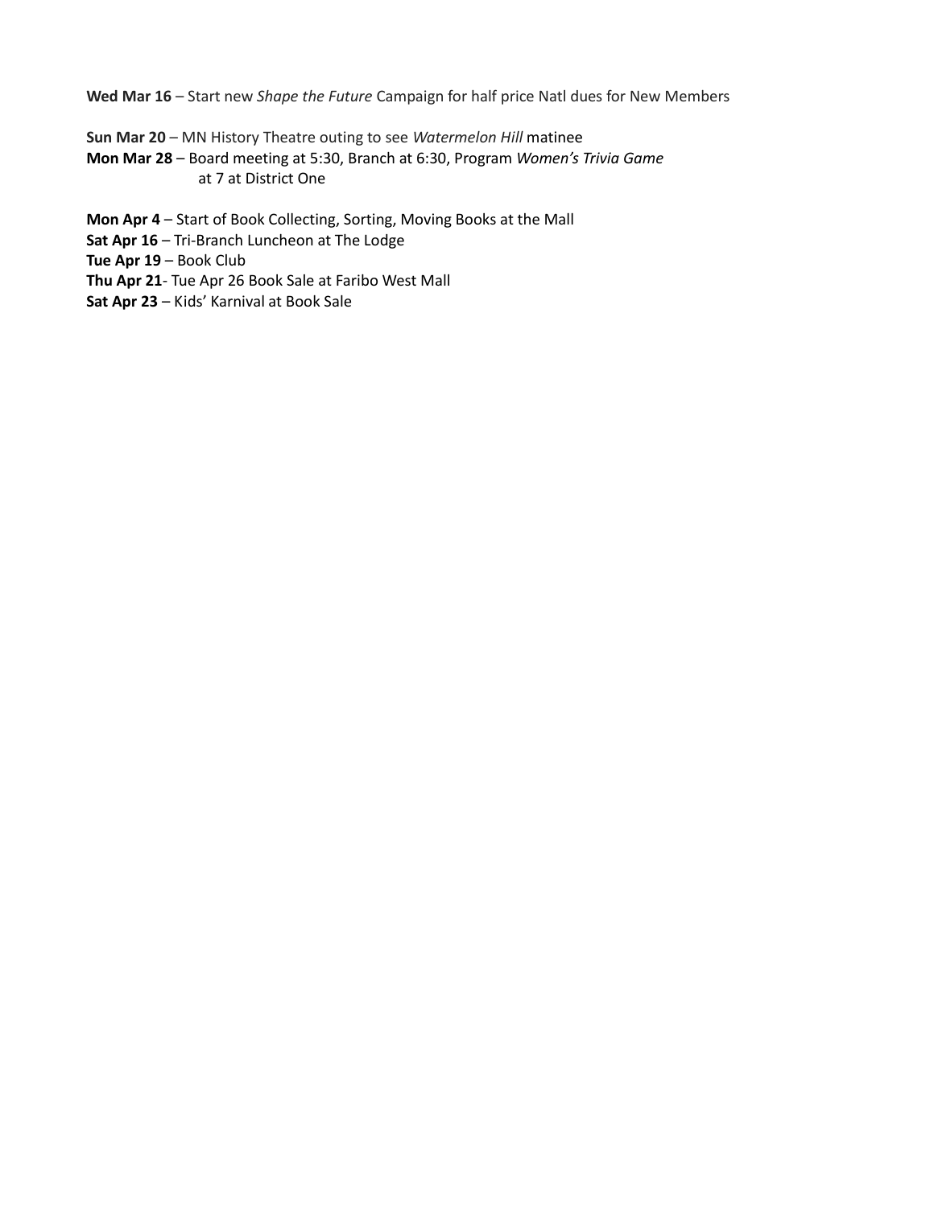**Wed Mar 16** – Start new *Shape the Future* Campaign for half price Natl dues for New Members

**Sun Mar 20** – MN History Theatre outing to see *Watermelon Hill* matinee
**Mon Mar 28** – Board meeting at 5:30, Branch at 6:30, Program *Women's Trivia Game* at 7 at District One

**Mon Apr 4** – Start of Book Collecting, Sorting, Moving Books at the Mall
**Sat Apr 16** – Tri-Branch Luncheon at The Lodge
**Tue Apr 19** – Book Club
**Thu Apr 21**- Tue Apr 26 Book Sale at Faribo West Mall
**Sat Apr 23** – Kids' Karnival at Book Sale